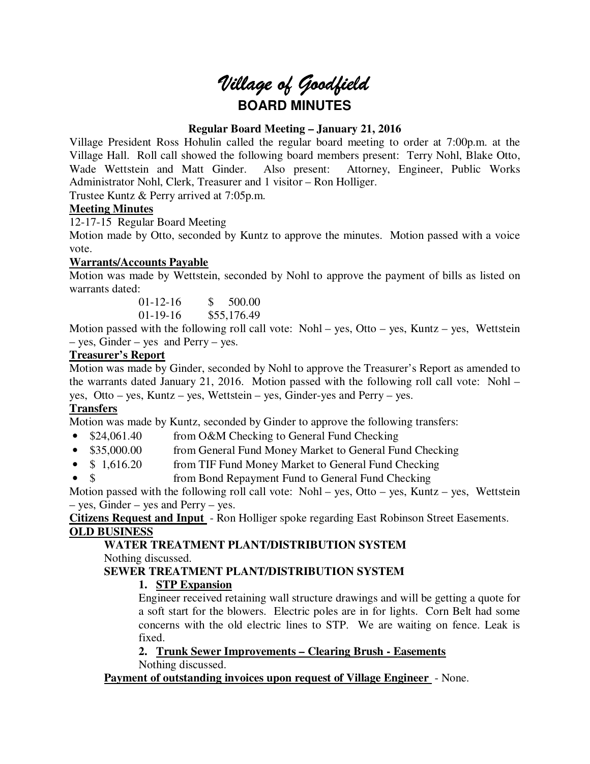# Village of Goodfield

## BOARD MINUTES

**Regular Board Meeting – January 21, 2016**

Village President Ross Hohulin called the regular board meeting to order at 7:00p.m. at the Village Hall. Roll call showed the following board members present: Terry Nohl, Blake Otto, Wade Wettstein and Matt Ginder. Also present: Attorney, Engineer, Public Works Administrator Nohl, Clerk, Treasurer and 1 visitor – Ron Holliger.

Trustee Kuntz & Perry arrived at 7:05p.m.

**Meeting Minutes**

12-17-15 Regular Board Meeting

Motion made by Otto, seconded by Kuntz to approve the minutes. Motion passed with a voice vote.

**Warrants/Accounts Payable**

Motion was made by Wettstein, seconded by Nohl to approve the payment of bills as listed on warrants dated:

01-12-16 $ 500.00
01-19-16 $55,176.49

Motion passed with the following roll call vote: Nohl – yes, Otto – yes, Kuntz – yes, Wettstein – yes, Ginder – yes and Perry – yes.

**Treasurer's Report**

Motion was made by Ginder, seconded by Nohl to approve the Treasurer's Report as amended to the warrants dated January 21, 2016. Motion passed with the following roll call vote: Nohl – yes, Otto – yes, Kuntz – yes, Wettstein – yes, Ginder-yes and Perry – yes.

**Transfers**

Motion was made by Kuntz, seconded by Ginder to approve the following transfers:

- $24,061.40 from O&M Checking to General Fund Checking
- $35,000.00 from General Fund Money Market to General Fund Checking
- $ 1,616.20 from TIF Fund Money Market to General Fund Checking
- $ from Bond Repayment Fund to General Fund Checking

Motion passed with the following roll call vote: Nohl – yes, Otto – yes, Kuntz – yes, Wettstein – yes, Ginder – yes and Perry – yes.

**Citizens Request and Input** - Ron Holliger spoke regarding East Robinson Street Easements.

**OLD BUSINESS**

**WATER TREATMENT PLANT/DISTRIBUTION SYSTEM**

Nothing discussed.

**SEWER TREATMENT PLANT/DISTRIBUTION SYSTEM**

1. **STP Expansion**

   Engineer received retaining wall structure drawings and will be getting a quote for a soft start for the blowers. Electric poles are in for lights. Corn Belt had some concerns with the old electric lines to STP. We are waiting on fence. Leak is fixed.

2. **Trunk Sewer Improvements – Clearing Brush - Easements**

   Nothing discussed.

**Payment of outstanding invoices upon request of Village Engineer** - None.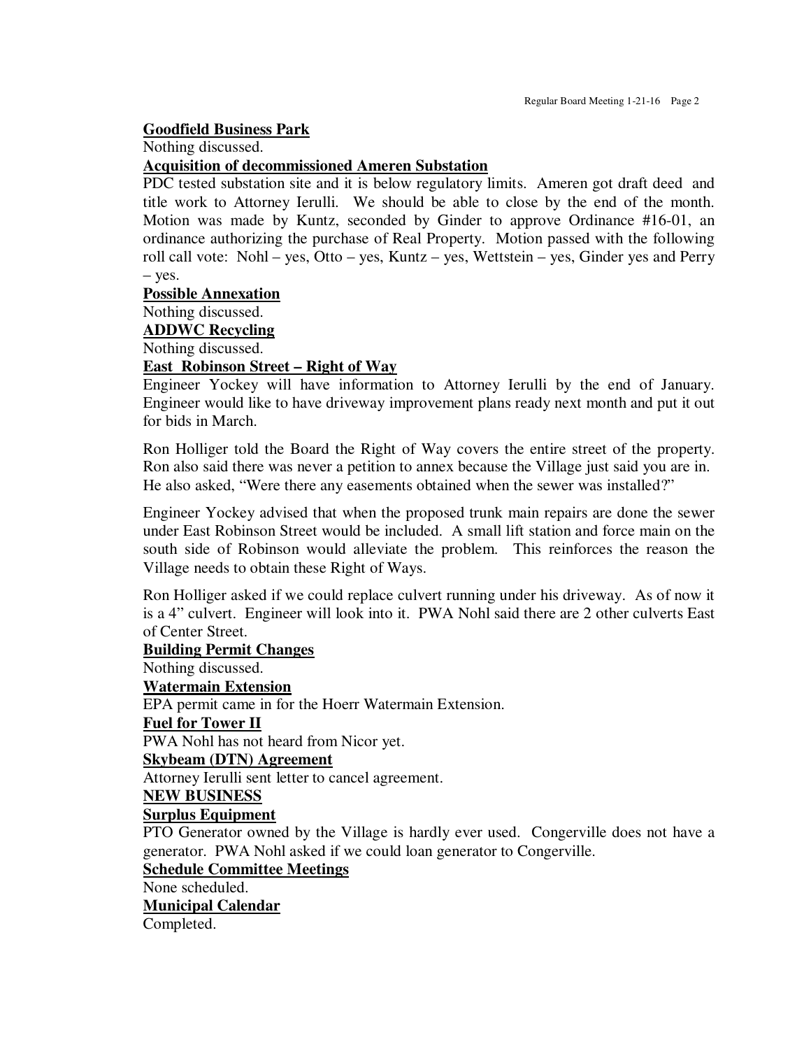**Goodfield Business Park**

Nothing discussed.

**Acquisition of decommissioned Ameren Substation**

PDC tested substation site and it is below regulatory limits. Ameren got draft deed and title work to Attorney Ierulli. We should be able to close by the end of the month. Motion was made by Kuntz, seconded by Ginder to approve Ordinance #16-01, an ordinance authorizing the purchase of Real Property. Motion passed with the following roll call vote: Nohl – yes, Otto – yes, Kuntz – yes, Wettstein – yes, Ginder yes and Perry – yes.

**Possible Annexation**

Nothing discussed.

**ADDWC Recycling**

Nothing discussed.

**East Robinson Street – Right of Way**

Engineer Yockey will have information to Attorney Ierulli by the end of January. Engineer would like to have driveway improvement plans ready next month and put it out for bids in March.

Ron Holliger told the Board the Right of Way covers the entire street of the property. Ron also said there was never a petition to annex because the Village just said you are in. He also asked, "Were there any easements obtained when the sewer was installed?"

Engineer Yockey advised that when the proposed trunk main repairs are done the sewer under East Robinson Street would be included. A small lift station and force main on the south side of Robinson would alleviate the problem. This reinforces the reason the Village needs to obtain these Right of Ways.

Ron Holliger asked if we could replace culvert running under his driveway. As of now it is a 4" culvert. Engineer will look into it. PWA Nohl said there are 2 other culverts East of Center Street.

**Building Permit Changes**

Nothing discussed.

**Watermain Extension**

EPA permit came in for the Hoerr Watermain Extension.

**Fuel for Tower II**

PWA Nohl has not heard from Nicor yet.

**Skybeam (DTN) Agreement**

Attorney Ierulli sent letter to cancel agreement.

**NEW BUSINESS**

**Surplus Equipment**

PTO Generator owned by the Village is hardly ever used. Congerville does not have a generator. PWA Nohl asked if we could loan generator to Congerville.

**Schedule Committee Meetings**

None scheduled.

**Municipal Calendar**

Completed.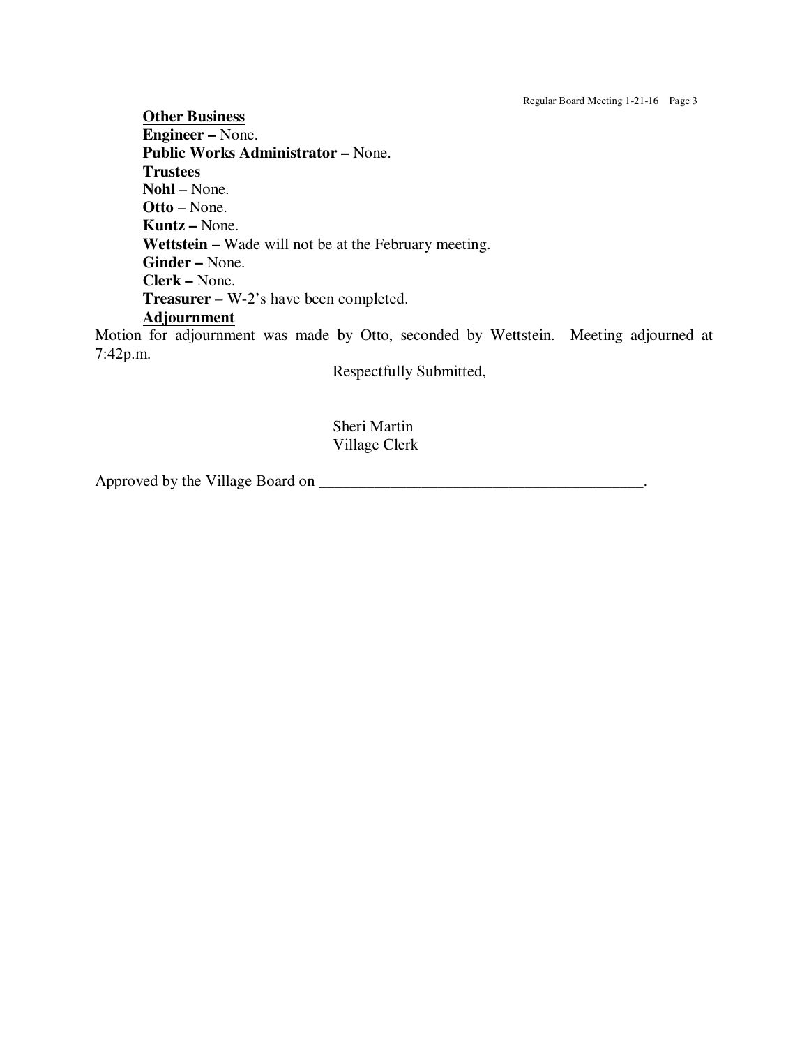**Other Business**

**Engineer –** None.

**Public Works Administrator –** None.

**Trustees**

**Nohl** – None.

**Otto** – None.

**Kuntz –** None.

**Wettstein –** Wade will not be at the February meeting.

**Ginder –** None.

**Clerk –** None.

**Treasurer** – W-2's have been completed.

**Adjournment**

Motion for adjournment was made by Otto, seconded by Wettstein. Meeting adjourned at 7:42p.m.

Respectfully Submitted,

Sheri Martin
Village Clerk

Approved by the Village Board on ________________________________________.